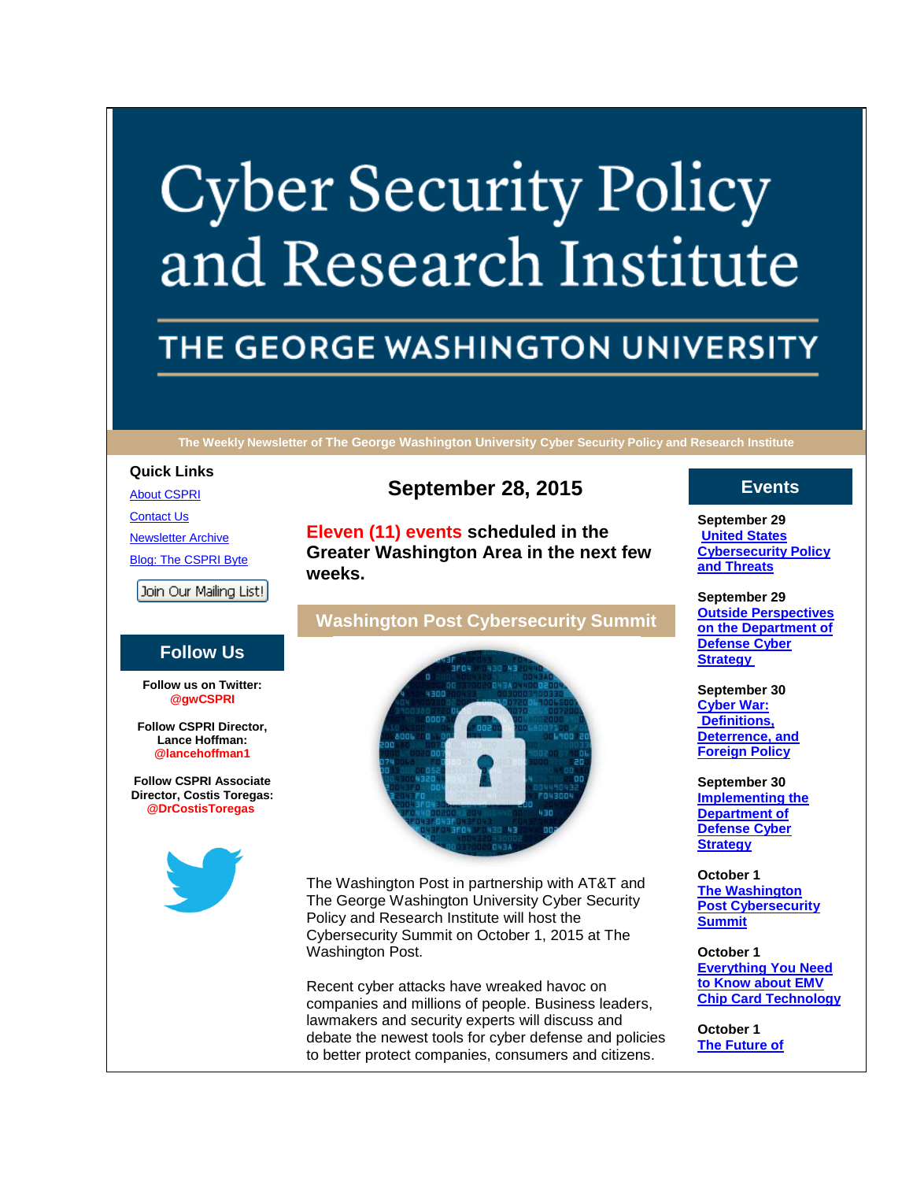# Cyber Security Policy and Research Institute

## THE GEORGE WASHINGTON UNIVERSITY

The Weekly Newsletter of The George Washington University Cyber Security Policy and Research Institute

**Quick Links**

About CSPRI

Contact Us

Newsletter Archive

Blog: The CSPRI Byte

Join Our Mailing List!

## Follow Us

**Follow us on Twitter: @gwCSPRI**

**Follow CSPRI Director, Lance Hoffman: @lancehoffman1**

**Follow CSPRI Associate Director, Costis Toregas: @DrCostisToregas**

## September 28, 2015

**Eleven (11) events scheduled in the Greater Washington Area in the next few weeks.**

## Washington Post Cybersecurity Summit

The Washington Post in partnership with AT&T and The George Washington University Cyber Security Policy and Research Institute will host the Cybersecurity Summit on October 1, 2015 at The Washington Post.

Recent cyber attacks have wreaked havoc on companies and millions of people. Business leaders, lawmakers and security experts will discuss and debate the newest tools for cyber defense and policies to better protect companies, consumers and citizens.

## Events

**September 29**
United States Cybersecurity Policy and Threats

**September 29**
Outside Perspectives on the Department of Defense Cyber Strategy

**September 30**
Cyber War: Definitions, Deterrence, and Foreign Policy

**September 30**
Implementing the Department of Defense Cyber Strategy

**October 1**
The Washington Post Cybersecurity Summit

**October 1**
Everything You Need to Know about EMV Chip Card Technology

**October 1**
The Future of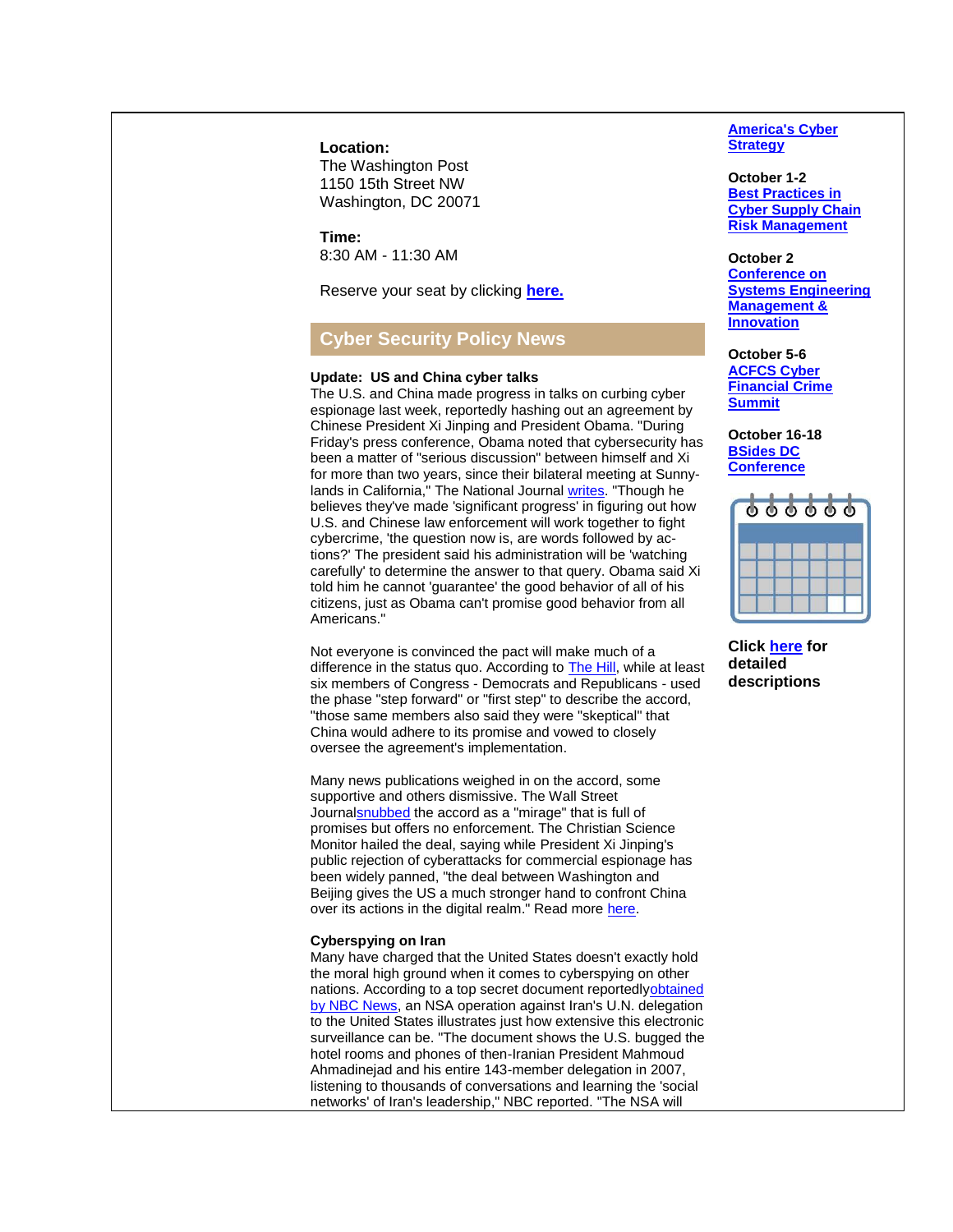**Location:**
The Washington Post
1150 15th Street NW
Washington, DC 20071

**Time:**
8:30 AM - 11:30 AM

Reserve your seat by clicking **here.**

## Cyber Security Policy News

**Update: US and China cyber talks**
The U.S. and China made progress in talks on curbing cyber espionage last week, reportedly hashing out an agreement by Chinese President Xi Jinping and President Obama. "During Friday's press conference, Obama noted that cybersecurity has been a matter of "serious discussion" between himself and Xi for more than two years, since their bilateral meeting at Sunny-lands in California," The National Journal writes. "Though he believes they've made 'significant progress' in figuring out how U.S. and Chinese law enforcement will work together to fight cybercrime, 'the question now is, are words followed by ac-tions?' The president said his administration will be 'watching carefully' to determine the answer to that query. Obama said Xi told him he cannot 'guarantee' the good behavior of all of his citizens, just as Obama can't promise good behavior from all Americans."

Not everyone is convinced the pact will make much of a difference in the status quo. According to The Hill, while at least six members of Congress - Democrats and Republicans - used the phase "step forward" or "first step" to describe the accord, "those same members also said they were "skeptical" that China would adhere to its promise and vowed to closely oversee the agreement's implementation.

Many news publications weighed in on the accord, some supportive and others dismissive. The Wall Street Journalsnubbed the accord as a "mirage" that is full of promises but offers no enforcement. The Christian Science Monitor hailed the deal, saying while President Xi Jinping's public rejection of cyberattacks for commercial espionage has been widely panned, "the deal between Washington and Beijing gives the US a much stronger hand to confront China over its actions in the digital realm." Read more here.

**Cyberspying on Iran**
Many have charged that the United States doesn't exactly hold the moral high ground when it comes to cyberspying on other nations. According to a top secret document reportedlyobtained by NBC News, an NSA operation against Iran's U.N. delegation to the United States illustrates just how extensive this electronic surveillance can be. "The document shows the U.S. bugged the hotel rooms and phones of then-Iranian President Mahmoud Ahmadinejad and his entire 143-member delegation in 2007, listening to thousands of conversations and learning the 'social networks' of Iran's leadership," NBC reported. "The NSA will

**America's Cyber Strategy**

**October 1-2**
**Best Practices in Cyber Supply Chain Risk Management**

**October 2**
**Conference on Systems Engineering Management & Innovation**

**October 5-6**
**ACFCS Cyber Financial Crime Summit**

**October 16-18**
**BSides DC Conference**

**Click here for detailed descriptions**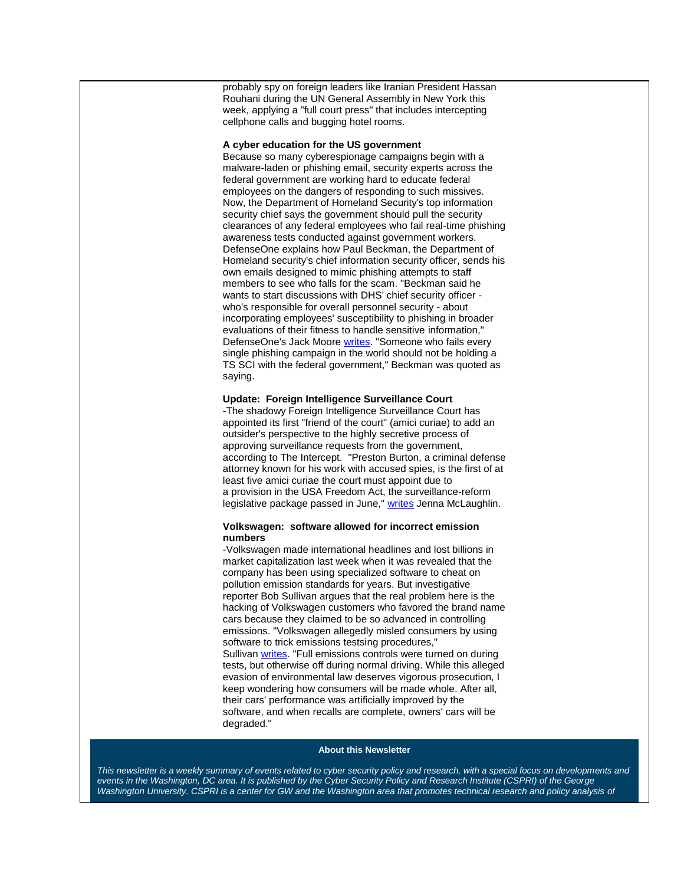probably spy on foreign leaders like Iranian President Hassan Rouhani during the UN General Assembly in New York this week, applying a "full court press" that includes intercepting cellphone calls and bugging hotel rooms.

**A cyber education for the US government**

Because so many cyberespionage campaigns begin with a malware-laden or phishing email, security experts across the federal government are working hard to educate federal employees on the dangers of responding to such missives. Now, the Department of Homeland Security's top information security chief says the government should pull the security clearances of any federal employees who fail real-time phishing awareness tests conducted against government workers. DefenseOne explains how Paul Beckman, the Department of Homeland security's chief information security officer, sends his own emails designed to mimic phishing attempts to staff members to see who falls for the scam. "Beckman said he wants to start discussions with DHS' chief security officer - who's responsible for overall personnel security - about incorporating employees' susceptibility to phishing in broader evaluations of their fitness to handle sensitive information," DefenseOne's Jack Moore writes. "Someone who fails every single phishing campaign in the world should not be holding a TS SCI with the federal government," Beckman was quoted as saying.

**Update: Foreign Intelligence Surveillance Court**

-The shadowy Foreign Intelligence Surveillance Court has appointed its first "friend of the court" (amici curiae) to add an outsider's perspective to the highly secretive process of approving surveillance requests from the government, according to The Intercept. "Preston Burton, a criminal defense attorney known for his work with accused spies, is the first of at least five amici curiae the court must appoint due to a provision in the USA Freedom Act, the surveillance-reform legislative package passed in June," writes Jenna McLaughlin.

**Volkswagen: software allowed for incorrect emission numbers**

-Volkswagen made international headlines and lost billions in market capitalization last week when it was revealed that the company has been using specialized software to cheat on pollution emission standards for years. But investigative reporter Bob Sullivan argues that the real problem here is the hacking of Volkswagen customers who favored the brand name cars because they claimed to be so advanced in controlling emissions. "Volkswagen allegedly misled consumers by using software to trick emissions testsing procedures," Sullivan writes. "Full emissions controls were turned on during tests, but otherwise off during normal driving. While this alleged evasion of environmental law deserves vigorous prosecution, I keep wondering how consumers will be made whole. After all, their cars' performance was artificially improved by the software, and when recalls are complete, owners' cars will be degraded."

**About this Newsletter**

*This newsletter is a weekly summary of events related to cyber security policy and research, with a special focus on developments and events in the Washington, DC area. It is published by the Cyber Security Policy and Research Institute (CSPRI) of the George Washington University. CSPRI is a center for GW and the Washington area that promotes technical research and policy analysis of*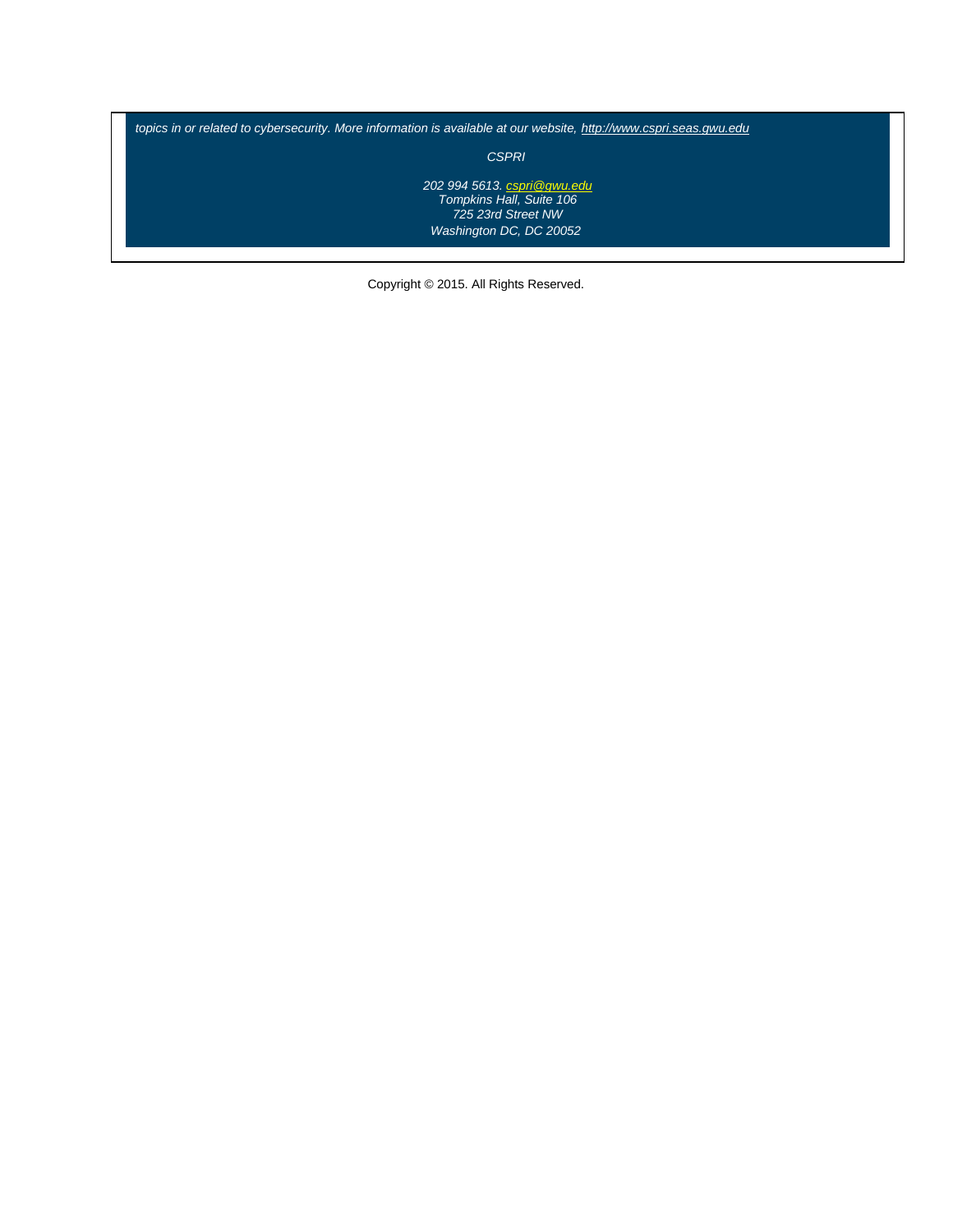*topics in or related to cybersecurity. More information is available at our website, [http://www.cspri.seas.gwu.edu](http://www.cspri.seas.gwu.edu)*

*CSPRI*

*202 994 5613. [cspri@gwu.edu](mailto:cspri@gwu.edu)*
*Tompkins Hall, Suite 106*
*725 23rd Street NW*
*Washington DC, DC 20052*

Copyright © 2015. All Rights Reserved.